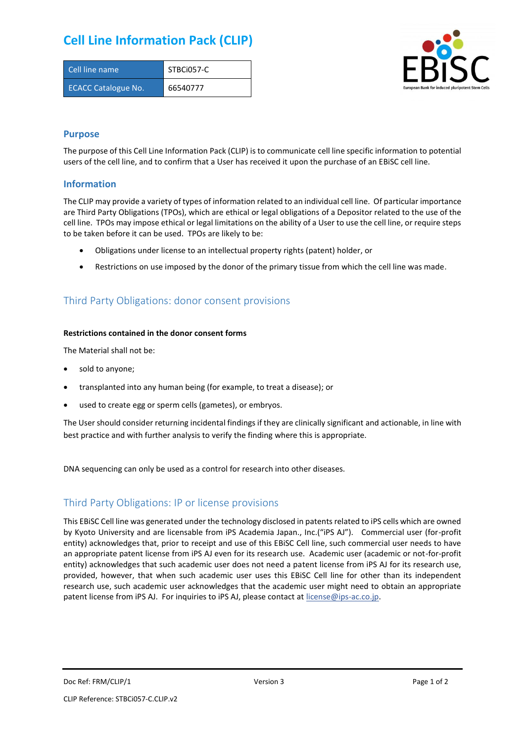# Cell Line Information Pack (CLIP)

| Cell line name | STBCi057-C |
|---|---|
| ECACC Catalogue No. | 66540777 |

## Purpose

The purpose of this Cell Line Information Pack (CLIP) is to communicate cell line specific information to potential users of the cell line, and to confirm that a User has received it upon the purchase of an EBiSC cell line.

## Information

The CLIP may provide a variety of types of information related to an individual cell line. Of particular importance are Third Party Obligations (TPOs), which are ethical or legal obligations of a Depositor related to the use of the cell line. TPOs may impose ethical or legal limitations on the ability of a User to use the cell line, or require steps to be taken before it can be used. TPOs are likely to be:

- Obligations under license to an intellectual property rights (patent) holder, or
- Restrictions on use imposed by the donor of the primary tissue from which the cell line was made.

## Third Party Obligations: donor consent provisions

**Restrictions contained in the donor consent forms**

The Material shall not be:

- sold to anyone;
- transplanted into any human being (for example, to treat a disease); or
- used to create egg or sperm cells (gametes), or embryos.

The User should consider returning incidental findings if they are clinically significant and actionable, in line with best practice and with further analysis to verify the finding where this is appropriate.

DNA sequencing can only be used as a control for research into other diseases.

## Third Party Obligations: IP or license provisions

This EBiSC Cell line was generated under the technology disclosed in patents related to iPS cells which are owned by Kyoto University and are licensable from iPS Academia Japan., Inc.("iPS AJ"). Commercial user (for-profit entity) acknowledges that, prior to receipt and use of this EBiSC Cell line, such commercial user needs to have an appropriate patent license from iPS AJ even for its research use. Academic user (academic or not-for-profit entity) acknowledges that such academic user does not need a patent license from iPS AJ for its research use, provided, however, that when such academic user uses this EBiSC Cell line for other than its independent research use, such academic user acknowledges that the academic user might need to obtain an appropriate patent license from iPS AJ. For inquiries to iPS AJ, please contact at license@ips-ac.co.jp.

Doc Ref: FRM/CLIP/1 Version 3

CLIP Reference: STBCi057-C.CLIP.v2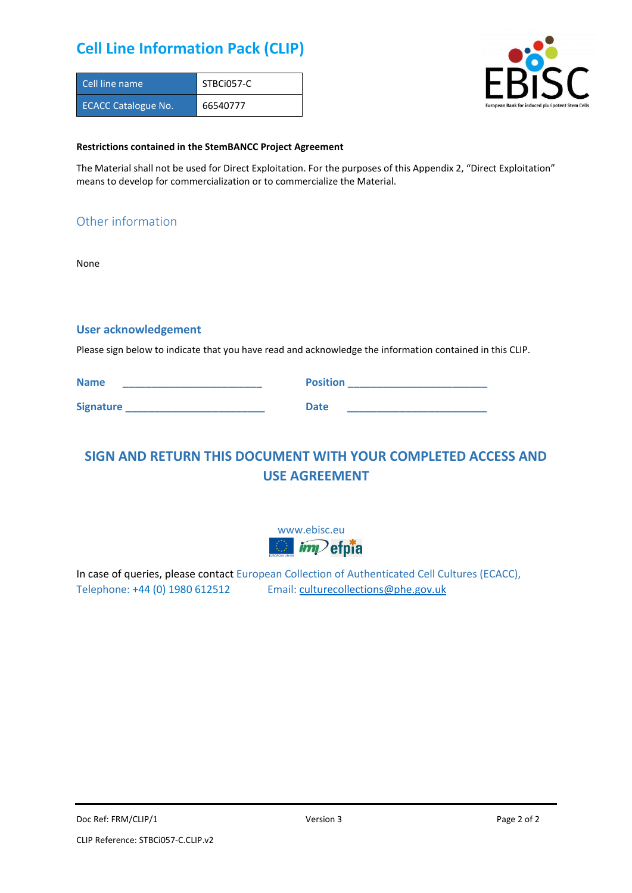# Cell Line Information Pack (CLIP)

| | |
|---|---|
| Cell line name | STBCi057-C |
| ECACC Catalogue No. | 66540777 |

**Restrictions contained in the StemBANCC Project Agreement**

The Material shall not be used for Direct Exploitation. For the purposes of this Appendix 2, "Direct Exploitation" means to develop for commercialization or to commercialize the Material.

## Other information

None

## User acknowledgement

Please sign below to indicate that you have read and acknowledge the information contained in this CLIP.

**Name** ________________________ **Position** ________________________

**Signature** ________________________ **Date** ________________________

## SIGN AND RETURN THIS DOCUMENT WITH YOUR COMPLETED ACCESS AND USE AGREEMENT

www.ebisc.eu

In case of queries, please contact European Collection of Authenticated Cell Cultures (ECACC), Telephone: +44 (0) 1980 612512 Email: culturecollections@phe.gov.uk

Doc Ref: FRM/CLIP/1 Version 3

CLIP Reference: STBCi057-C.CLIP.v2